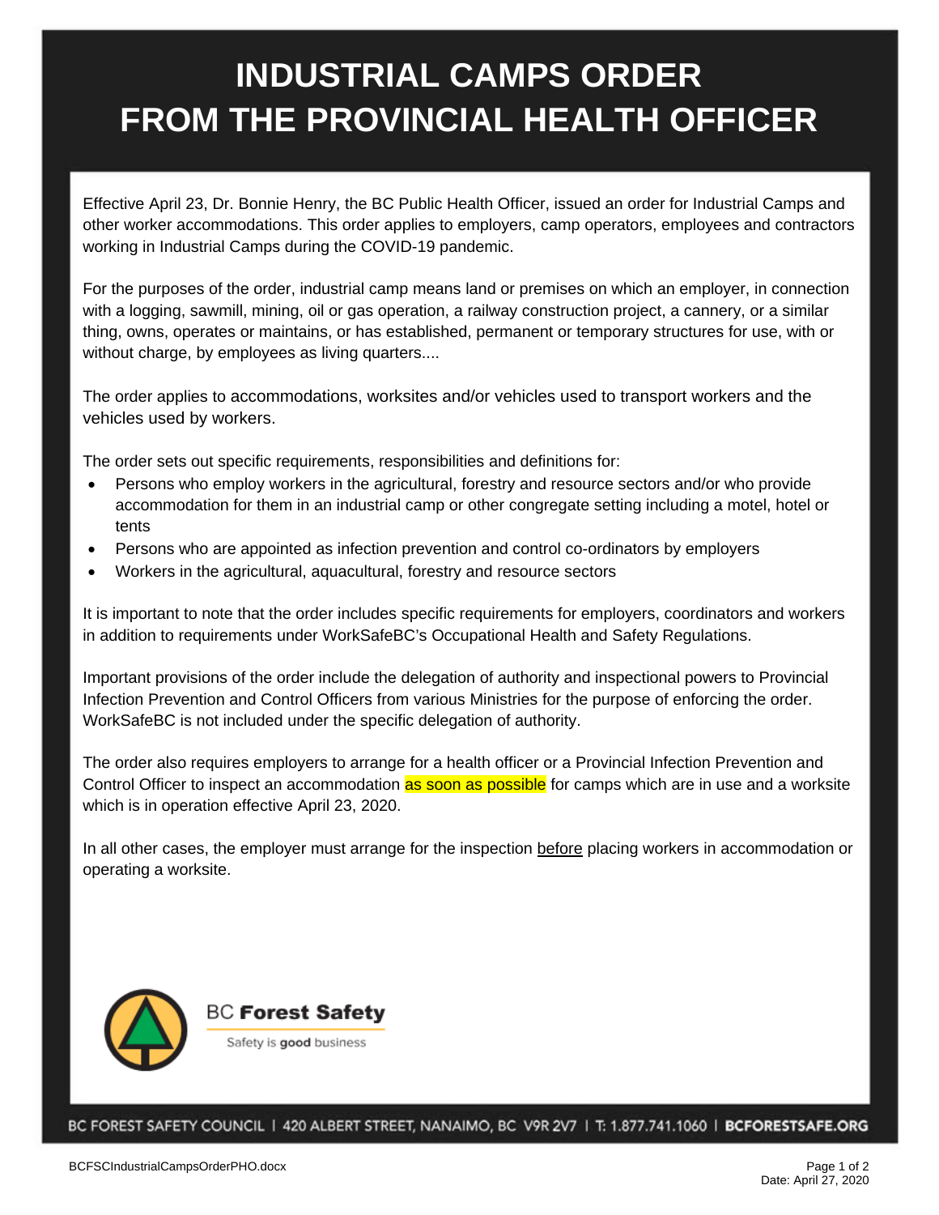# INDUSTRIAL CAMPS ORDER FROM THE PROVINCIAL HEALTH OFFICER

Effective April 23, Dr. Bonnie Henry, the BC Public Health Officer, issued an order for Industrial Camps and other worker accommodations. This order applies to employers, camp operators, employees and contractors working in Industrial Camps during the COVID-19 pandemic.

For the purposes of the order, industrial camp means land or premises on which an employer, in connection with a logging, sawmill, mining, oil or gas operation, a railway construction project, a cannery, or a similar thing, owns, operates or maintains, or has established, permanent or temporary structures for use, with or without charge, by employees as living quarters....

The order applies to accommodations, worksites and/or vehicles used to transport workers and the vehicles used by workers.

The order sets out specific requirements, responsibilities and definitions for:

- Persons who employ workers in the agricultural, forestry and resource sectors and/or who provide accommodation for them in an industrial camp or other congregate setting including a motel, hotel or tents
- Persons who are appointed as infection prevention and control co-ordinators by employers
- Workers in the agricultural, aquacultural, forestry and resource sectors

It is important to note that the order includes specific requirements for employers, coordinators and workers in addition to requirements under WorkSafeBC's Occupational Health and Safety Regulations.

Important provisions of the order include the delegation of authority and inspectional powers to Provincial Infection Prevention and Control Officers from various Ministries for the purpose of enforcing the order. WorkSafeBC is not included under the specific delegation of authority.

The order also requires employers to arrange for a health officer or a Provincial Infection Prevention and Control Officer to inspect an accommodation as soon as possible for camps which are in use and a worksite which is in operation effective April 23, 2020.

In all other cases, the employer must arrange for the inspection before placing workers in accommodation or operating a worksite.

BC **Forest Safety**

Safety is **good** business

BC FOREST SAFETY COUNCIL | 420 ALBERT STREET, NANAIMO, BC V9R 2V7 | T: 1.877.741.1060 | **BCFORESTSAFE.ORG**

BCFSCIndustrialCampsOrderPHO.docx

Date: April 27, 2020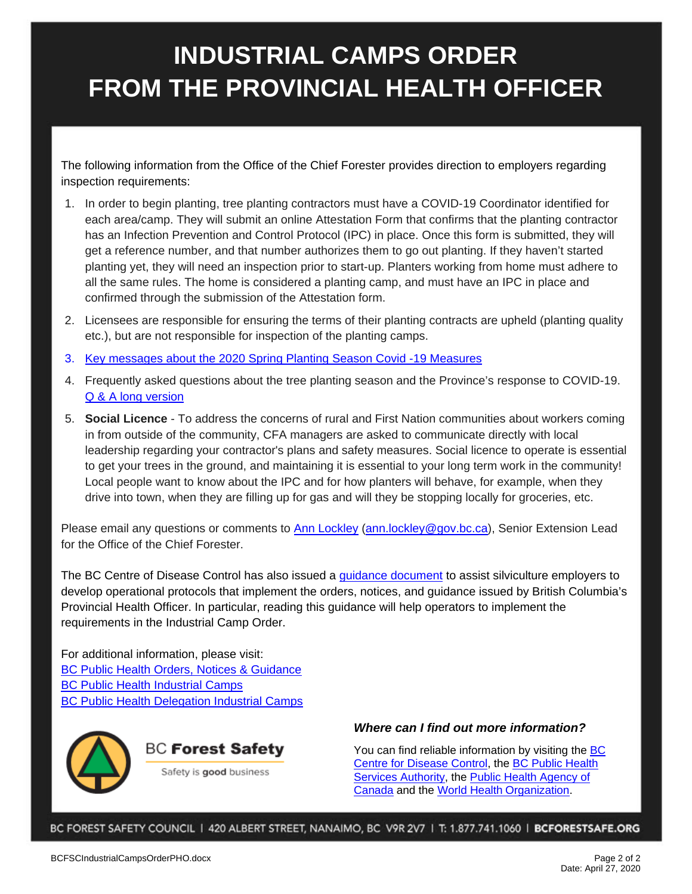# INDUSTRIAL CAMPS ORDER FROM THE PROVINCIAL HEALTH OFFICER

The following information from the Office of the Chief Forester provides direction to employers regarding inspection requirements:

1. In order to begin planting, tree planting contractors must have a COVID-19 Coordinator identified for each area/camp. They will submit an online Attestation Form that confirms that the planting contractor has an Infection Prevention and Control Protocol (IPC) in place. Once this form is submitted, they will get a reference number, and that number authorizes them to go out planting. If they haven't started planting yet, they will need an inspection prior to start-up. Planters working from home must adhere to all the same rules. The home is considered a planting camp, and must have an IPC in place and confirmed through the submission of the Attestation form.
2. Licensees are responsible for ensuring the terms of their planting contracts are upheld (planting quality etc.), but are not responsible for inspection of the planting camps.
3. Key messages about the 2020 Spring Planting Season Covid -19 Measures
4. Frequently asked questions about the tree planting season and the Province's response to COVID-19. Q & A long version
5. **Social Licence** - To address the concerns of rural and First Nation communities about workers coming in from outside of the community, CFA managers are asked to communicate directly with local leadership regarding your contractor's plans and safety measures. Social licence to operate is essential to get your trees in the ground, and maintaining it is essential to your long term work in the community! Local people want to know about the IPC and for how planters will behave, for example, when they drive into town, when they are filling up for gas and will they be stopping locally for groceries, etc.

Please email any questions or comments to Ann Lockley (ann.lockley@gov.bc.ca), Senior Extension Lead for the Office of the Chief Forester.

The BC Centre of Disease Control has also issued a guidance document to assist silviculture employers to develop operational protocols that implement the orders, notices, and guidance issued by British Columbia's Provincial Health Officer. In particular, reading this guidance will help operators to implement the requirements in the Industrial Camp Order.

For additional information, please visit:
BC Public Health Orders, Notices & Guidance
BC Public Health Industrial Camps
BC Public Health Delegation Industrial Camps

BC Forest Safety
Safety is good business

***Where can I find out more information?***

You can find reliable information by visiting the BC Centre for Disease Control, the BC Public Health Services Authority, the Public Health Agency of Canada and the World Health Organization.

BC FOREST SAFETY COUNCIL | 420 ALBERT STREET, NANAIMO, BC V9R 2V7 | T: 1.877.741.1060 | BCFORESTSAFE.ORG

BCFSCIndustrialCampsOrderPHO.docx

Date: April 27, 2020